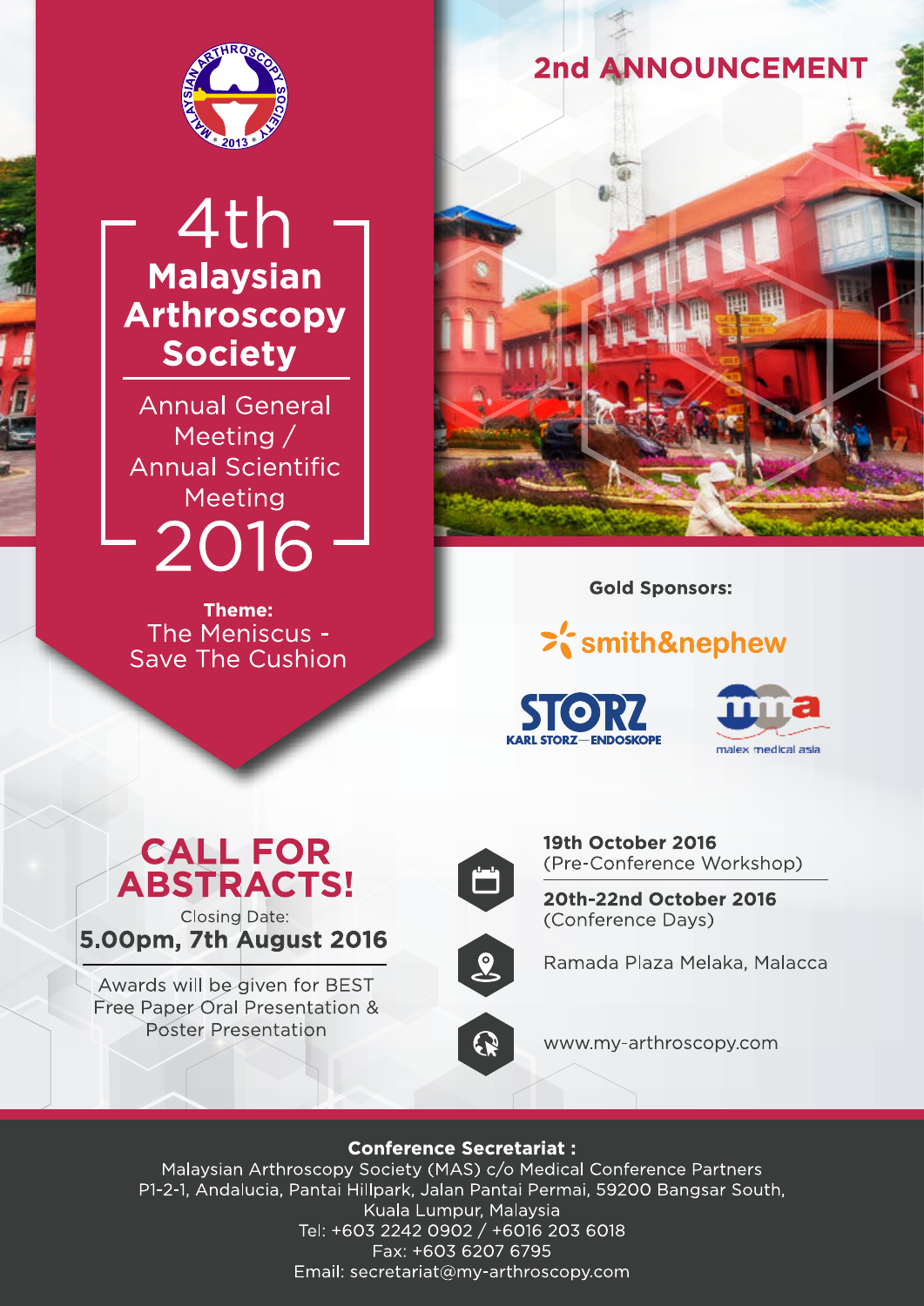2nd ANNOUNCEMENT

# 4th Malaysian Arthroscopy Society

## Annual General Meeting / Annual Scientific Meeting 2016

**Theme:**
The Meniscus - Save The Cushion

**Gold Sponsors:**

smith&nephew

STORZ KARL STORZ—ENDOSKOPE

malex medical asia

## CALL FOR ABSTRACTS!

Closing Date:
**5.00pm, 7th August 2016**

Awards will be given for BEST Free Paper Oral Presentation & Poster Presentation

**19th October 2016**
(Pre-Conference Workshop)

**20th-22nd October 2016**
(Conference Days)

Ramada Plaza Melaka, Malacca

www.my-arthroscopy.com

**Conference Secretariat :**
Malaysian Arthroscopy Society (MAS) c/o Medical Conference Partners
P1-2-1, Andalucia, Pantai Hillpark, Jalan Pantai Permai, 59200 Bangsar South,
Kuala Lumpur, Malaysia
Tel: +603 2242 0902 / +6016 203 6018
Fax: +603 6207 6795
Email: secretariat@my-arthroscopy.com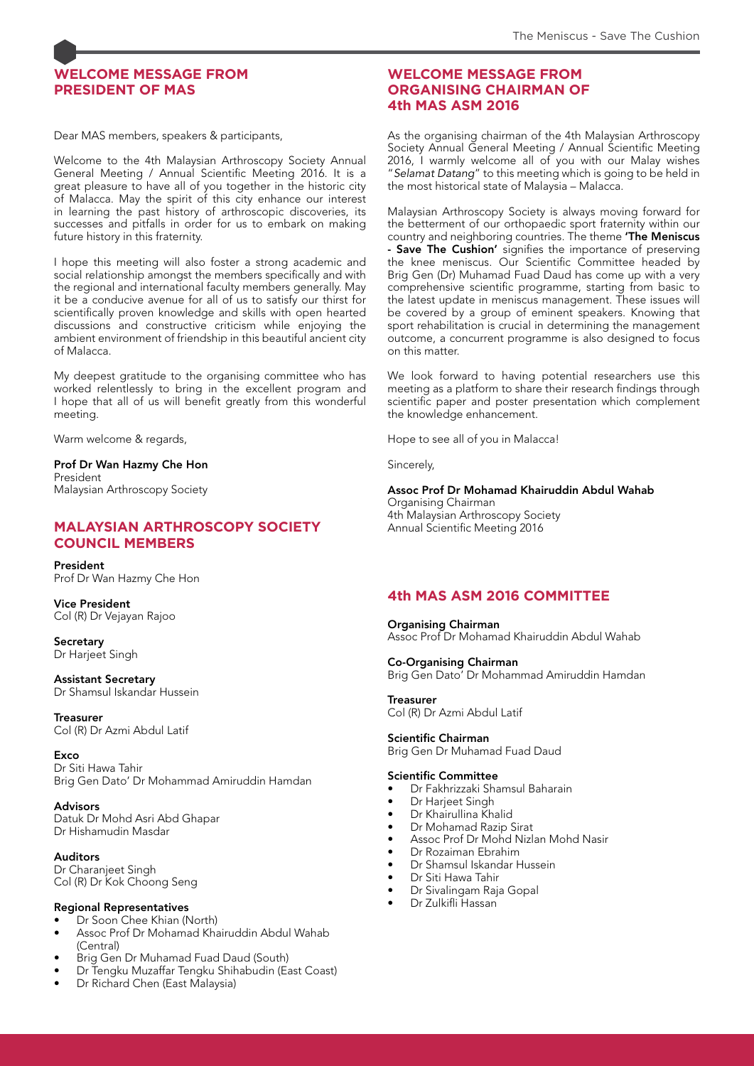## WELCOME MESSAGE FROM PRESIDENT OF MAS

Dear MAS members, speakers & participants,

Welcome to the 4th Malaysian Arthroscopy Society Annual General Meeting / Annual Scientific Meeting 2016. It is a great pleasure to have all of you together in the historic city of Malacca. May the spirit of this city enhance our interest in learning the past history of arthroscopic discoveries, its successes and pitfalls in order for us to embark on making future history in this fraternity.

I hope this meeting will also foster a strong academic and social relationship amongst the members specifically and with the regional and international faculty members generally. May it be a conducive avenue for all of us to satisfy our thirst for scientifically proven knowledge and skills with open hearted discussions and constructive criticism while enjoying the ambient environment of friendship in this beautiful ancient city of Malacca.

My deepest gratitude to the organising committee who has worked relentlessly to bring in the excellent program and I hope that all of us will benefit greatly from this wonderful meeting.

Warm welcome & regards,

**Prof Dr Wan Hazmy Che Hon**
President
Malaysian Arthroscopy Society

## MALAYSIAN ARTHROSCOPY SOCIETY COUNCIL MEMBERS

**President**
Prof Dr Wan Hazmy Che Hon

**Vice President**
Col (R) Dr Vejayan Rajoo

**Secretary**
Dr Harjeet Singh

**Assistant Secretary**
Dr Shamsul Iskandar Hussein

**Treasurer**
Col (R) Dr Azmi Abdul Latif

**Exco**
Dr Siti Hawa Tahir
Brig Gen Dato' Dr Mohammad Amiruddin Hamdan

**Advisors**
Datuk Dr Mohd Asri Abd Ghapar
Dr Hishamudin Masdar

**Auditors**
Dr Charanjeet Singh
Col (R) Dr Kok Choong Seng

**Regional Representatives**
- Dr Soon Chee Khian (North)
- Assoc Prof Dr Mohamad Khairuddin Abdul Wahab (Central)
- Brig Gen Dr Muhamad Fuad Daud (South)
- Dr Tengku Muzaffar Tengku Shihabudin (East Coast)
- Dr Richard Chen (East Malaysia)

## WELCOME MESSAGE FROM ORGANISING CHAIRMAN OF 4th MAS ASM 2016

As the organising chairman of the 4th Malaysian Arthroscopy Society Annual General Meeting / Annual Scientific Meeting 2016, I warmly welcome all of you with our Malay wishes "*Selamat Datang*" to this meeting which is going to be held in the most historical state of Malaysia – Malacca.

Malaysian Arthroscopy Society is always moving forward for the betterment of our orthopaedic sport fraternity within our country and neighboring countries. The theme **'The Meniscus - Save The Cushion'** signifies the importance of preserving the knee meniscus. Our Scientific Committee headed by Brig Gen (Dr) Muhamad Fuad Daud has come up with a very comprehensive scientific programme, starting from basic to the latest update in meniscus management. These issues will be covered by a group of eminent speakers. Knowing that sport rehabilitation is crucial in determining the management outcome, a concurrent programme is also designed to focus on this matter.

We look forward to having potential researchers use this meeting as a platform to share their research findings through scientific paper and poster presentation which complement the knowledge enhancement.

Hope to see all of you in Malacca!

Sincerely,

**Assoc Prof Dr Mohamad Khairuddin Abdul Wahab**
Organising Chairman
4th Malaysian Arthroscopy Society
Annual Scientific Meeting 2016

## 4th MAS ASM 2016 COMMITTEE

**Organising Chairman**
Assoc Prof Dr Mohamad Khairuddin Abdul Wahab

**Co-Organising Chairman**
Brig Gen Dato' Dr Mohammad Amiruddin Hamdan

**Treasurer**
Col (R) Dr Azmi Abdul Latif

**Scientific Chairman**
Brig Gen Dr Muhamad Fuad Daud

**Scientific Committee**
- Dr Fakhrizzaki Shamsul Baharain
- Dr Harjeet Singh
- Dr Khairullina Khalid
- Dr Mohamad Razip Sirat
- Assoc Prof Dr Mohd Nizlan Mohd Nasir
- Dr Rozaiman Ebrahim
- Dr Shamsul Iskandar Hussein
- Dr Siti Hawa Tahir
- Dr Sivalingam Raja Gopal
- Dr Zulkifli Hassan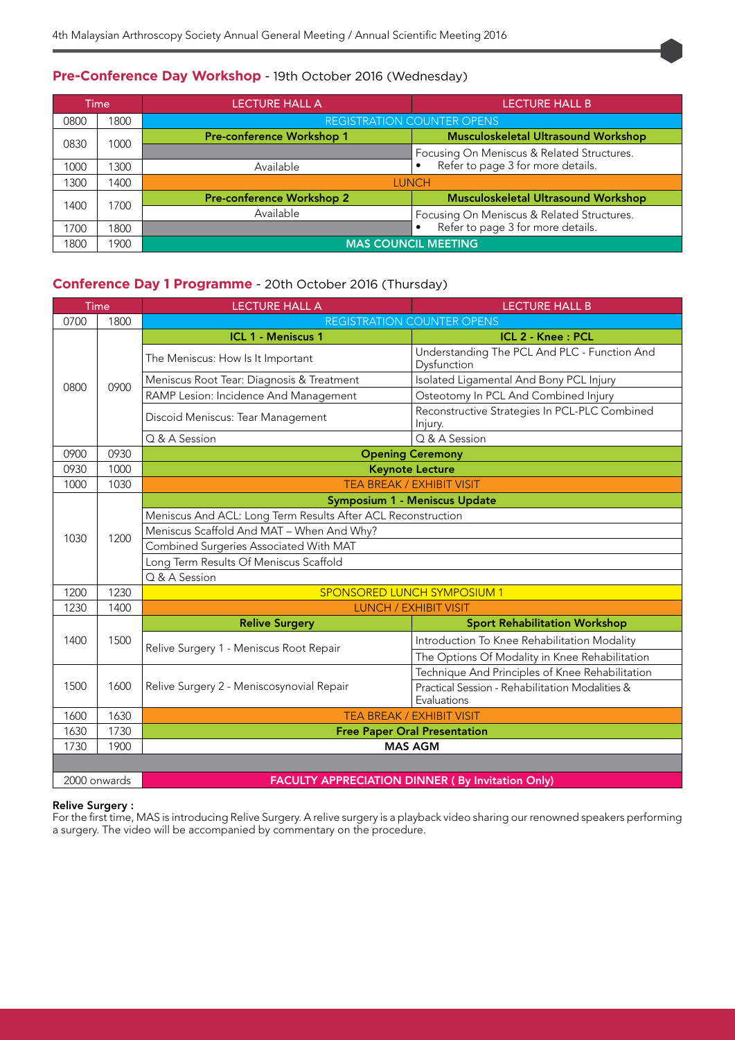## Pre-Conference Day Workshop - 19th October 2016 (Wednesday)

| Time | | LECTURE HALL A | LECTURE HALL B |
|---|---|---|---|
| 0800 | 1800 | REGISTRATION COUNTER OPENS | |
| 0830 | 1000 | **Pre-conference Workshop 1** | **Musculoskeletal Ultrasound Workshop** |
| | | | Focusing On Meniscus & Related Structures. • Refer to page 3 for more details. |
| 1000 | 1300 | Available | |
| 1300 | 1400 | LUNCH | |
| 1400 | 1700 | **Pre-conference Workshop 2** | **Musculoskeletal Ultrasound Workshop** |
| | | Available | Focusing On Meniscus & Related Structures. • Refer to page 3 for more details. |
| 1700 | 1800 | | |
| 1800 | 1900 | **MAS COUNCIL MEETING** | |

## Conference Day 1 Programme - 20th October 2016 (Thursday)

| Time | | LECTURE HALL A | LECTURE HALL B |
|---|---|---|---|
| 0700 | 1800 | REGISTRATION COUNTER OPENS | |
| 0800 | 0900 | **ICL 1 - Meniscus 1** | **ICL 2 - Knee : PCL** |
| | | The Meniscus: How Is It Important | Understanding The PCL And PLC - Function And Dysfunction |
| | | Meniscus Root Tear: Diagnosis & Treatment | Isolated Ligamental And Bony PCL Injury |
| | | RAMP Lesion: Incidence And Management | Osteotomy In PCL And Combined Injury |
| | | Discoid Meniscus: Tear Management | Reconstructive Strategies In PCL-PLC Combined Injury. |
| | | Q & A Session | Q & A Session |
| 0900 | 0930 | **Opening Ceremony** | |
| 0930 | 1000 | **Keynote Lecture** | |
| 1000 | 1030 | TEA BREAK / EXHIBIT VISIT | |
| 1030 | 1200 | **Symposium 1 - Meniscus Update** | |
| | | Meniscus And ACL: Long Term Results After ACL Reconstruction | |
| | | Meniscus Scaffold And MAT – When And Why? | |
| | | Combined Surgeries Associated With MAT | |
| | | Long Term Results Of Meniscus Scaffold | |
| | | Q & A Session | |
| 1200 | 1230 | SPONSORED LUNCH SYMPOSIUM 1 | |
| 1230 | 1400 | LUNCH / EXHIBIT VISIT | |
| 1400 | 1500 | **Relive Surgery** | **Sport Rehabilitation Workshop** |
| | | Relive Surgery 1 - Meniscus Root Repair | Introduction To Knee Rehabilitation Modality |
| | | | The Options Of Modality in Knee Rehabilitation |
| 1500 | 1600 | Relive Surgery 2 - Meniscosynovial Repair | Technique And Principles of Knee Rehabilitation |
| | | | Practical Session - Rehabilitation Modalities & Evaluations |
| 1600 | 1630 | TEA BREAK / EXHIBIT VISIT | |
| 1630 | 1730 | **Free Paper Oral Presentation** | |
| 1730 | 1900 | **MAS AGM** | |
| 2000 onwards | | **FACULTY APPRECIATION DINNER ( By Invitation Only)** | |

**Relive Surgery :**
For the first time, MAS is introducing Relive Surgery. A relive surgery is a playback video sharing our renowned speakers performing a surgery. The video will be accompanied by commentary on the procedure.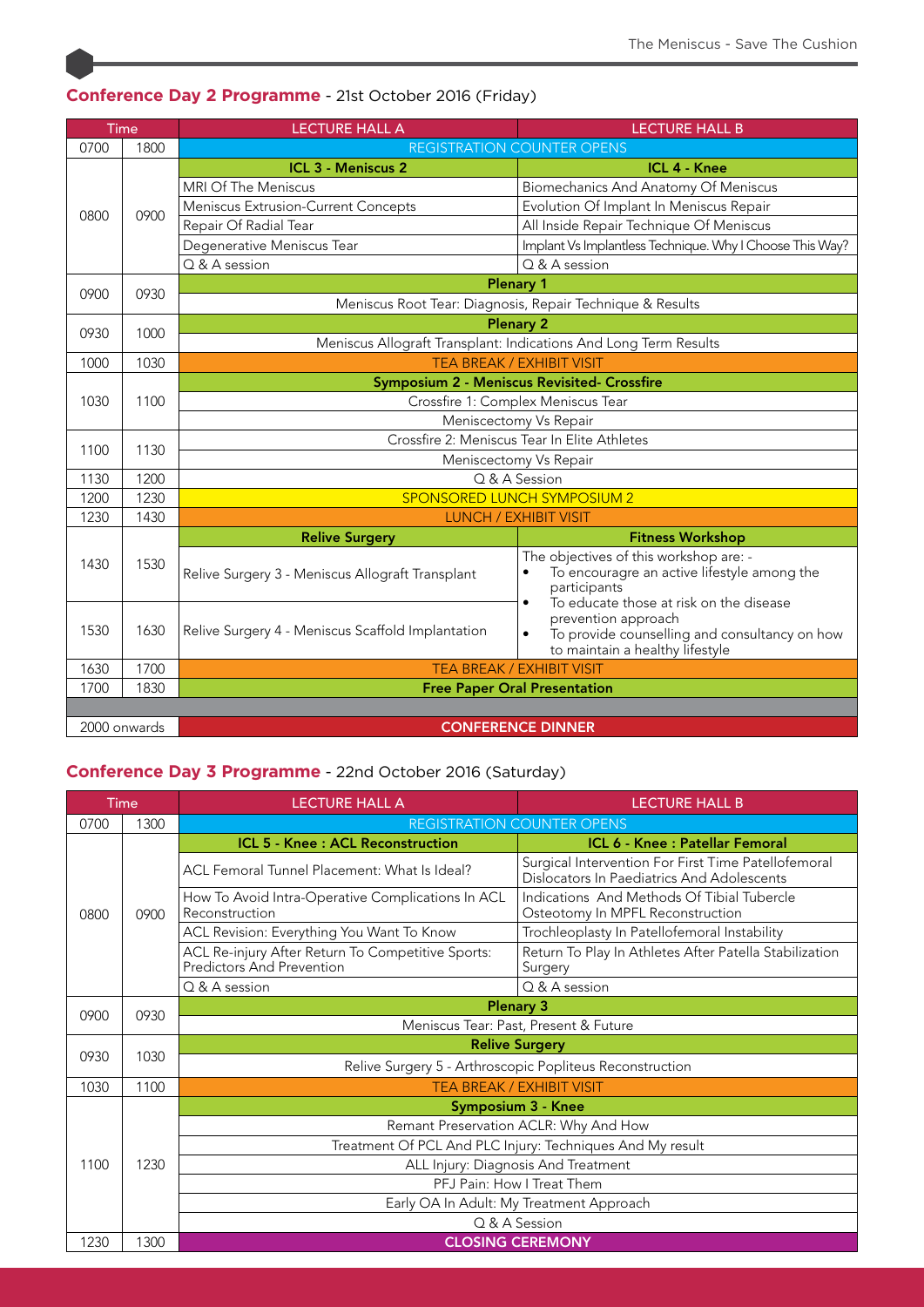## Conference Day 2 Programme - 21st October 2016 (Friday)

| Time | | LECTURE HALL A | LECTURE HALL B |
|---|---|---|---|
| 0700 | 1800 | REGISTRATION COUNTER OPENS | |
| 0800 | 0900 | **ICL 3 - Meniscus 2** | **ICL 4 - Knee** |
| | | MRI Of The Meniscus | Biomechanics And Anatomy Of Meniscus |
| | | Meniscus Extrusion-Current Concepts | Evolution Of Implant In Meniscus Repair |
| | | Repair Of Radial Tear | All Inside Repair Technique Of Meniscus |
| | | Degenerative Meniscus Tear | Implant Vs Implantless Technique. Why I Choose This Way? |
| | | Q & A session | Q & A session |
| 0900 | 0930 | **Plenary 1** | |
| | | Meniscus Root Tear: Diagnosis, Repair Technique & Results | |
| 0930 | 1000 | **Plenary 2** | |
| | | Meniscus Allograft Transplant: Indications And Long Term Results | |
| 1000 | 1030 | TEA BREAK / EXHIBIT VISIT | |
| 1030 | 1100 | **Symposium 2 - Meniscus Revisited- Crossfire** | |
| | | Crossfire 1: Complex Meniscus Tear | |
| | | Meniscectomy Vs Repair | |
| 1100 | 1130 | Crossfire 2: Meniscus Tear In Elite Athletes | |
| | | Meniscectomy Vs Repair | |
| 1130 | 1200 | Q & A Session | |
| 1200 | 1230 | SPONSORED LUNCH SYMPOSIUM 2 | |
| 1230 | 1430 | LUNCH / EXHIBIT VISIT | |
| | | **Relive Surgery** | **Fitness Workshop** |
| 1430 | 1530 | Relive Surgery 3 - Meniscus Allograft Transplant | The objectives of this workshop are: - • To encouragre an active lifestyle among the participants • To educate those at risk on the disease prevention approach • To provide counselling and consultancy on how to maintain a healthy lifestyle |
| 1530 | 1630 | Relive Surgery 4 - Meniscus Scaffold Implantation | |
| 1630 | 1700 | TEA BREAK / EXHIBIT VISIT | |
| 1700 | 1830 | **Free Paper Oral Presentation** | |
| 2000 onwards | | **CONFERENCE DINNER** | |

## Conference Day 3 Programme - 22nd October 2016 (Saturday)

| Time | | LECTURE HALL A | LECTURE HALL B |
|---|---|---|---|
| 0700 | 1300 | REGISTRATION COUNTER OPENS | |
| 0800 | 0900 | **ICL 5 - Knee : ACL Reconstruction** | **ICL 6 - Knee : Patellar Femoral** |
| | | ACL Femoral Tunnel Placement: What Is Ideal? | Surgical Intervention For First Time Patellofemoral Dislocators In Paediatrics And Adolescents |
| | | How To Avoid Intra-Operative Complications In ACL Reconstruction | Indications And Methods Of Tibial Tubercle Osteotomy In MPFL Reconstruction |
| | | ACL Revision: Everything You Want To Know | Trochleoplasty In Patellofemoral Instability |
| | | ACL Re-injury After Return To Competitive Sports: Predictors And Prevention | Return To Play In Athletes After Patella Stabilization Surgery |
| | | Q & A session | Q & A session |
| 0900 | 0930 | **Plenary 3** | |
| | | Meniscus Tear: Past, Present & Future | |
| 0930 | 1030 | **Relive Surgery** | |
| | | Relive Surgery 5 - Arthroscopic Popliteus Reconstruction | |
| 1030 | 1100 | TEA BREAK / EXHIBIT VISIT | |
| 1100 | 1230 | **Symposium 3 - Knee** | |
| | | Remant Preservation ACLR: Why And How | |
| | | Treatment Of PCL And PLC Injury: Techniques And My result | |
| | | ALL Injury: Diagnosis And Treatment | |
| | | PFJ Pain: How I Treat Them | |
| | | Early OA In Adult: My Treatment Approach | |
| | | Q & A Session | |
| 1230 | 1300 | **CLOSING CEREMONY** | |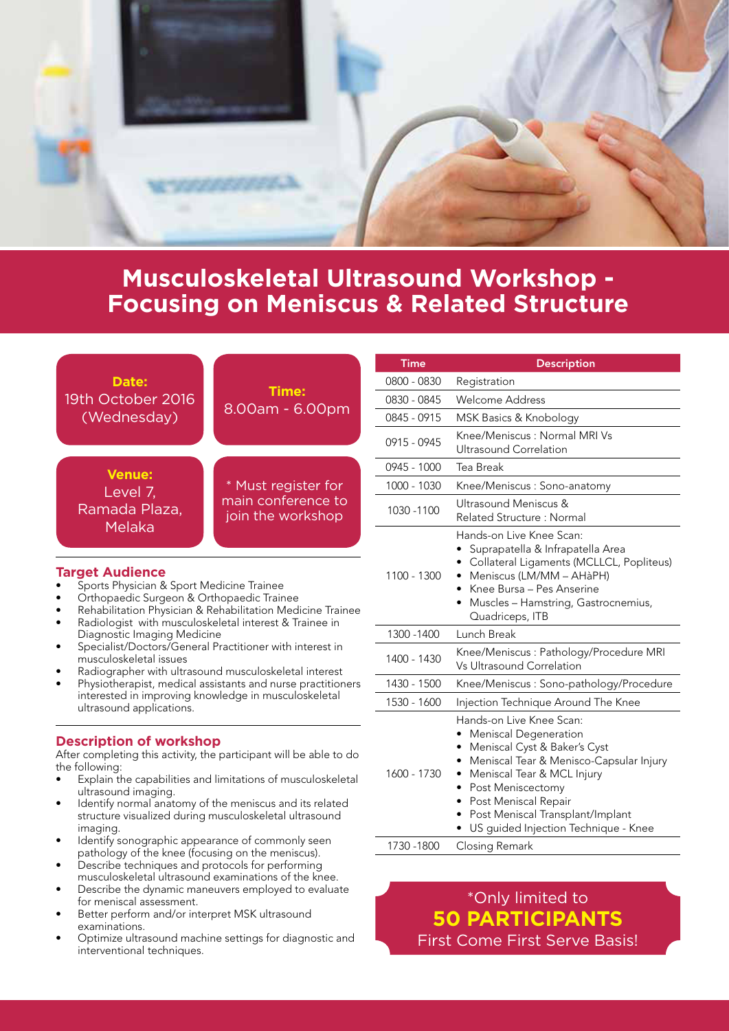# Musculoskeletal Ultrasound Workshop - Focusing on Meniscus & Related Structure

**Date:**
19th October 2016 (Wednesday)

**Time:**
8.00am - 6.00pm

**Venue:**
Level 7, Ramada Plaza, Melaka

* Must register for main conference to join the workshop

## Target Audience

- Sports Physician & Sport Medicine Trainee
- Orthopaedic Surgeon & Orthopaedic Trainee
- Rehabilitation Physician & Rehabilitation Medicine Trainee
- Radiologist with musculoskeletal interest & Trainee in Diagnostic Imaging Medicine
- Specialist/Doctors/General Practitioner with interest in musculoskeletal issues
- Radiographer with ultrasound musculoskeletal interest
- Physiotherapist, medical assistants and nurse practitioners interested in improving knowledge in musculoskeletal ultrasound applications.

## Description of workshop

After completing this activity, the participant will be able to do the following:

- Explain the capabilities and limitations of musculoskeletal ultrasound imaging.
- Identify normal anatomy of the meniscus and its related structure visualized during musculoskeletal ultrasound imaging.
- Identify sonographic appearance of commonly seen pathology of the knee (focusing on the meniscus).
- Describe techniques and protocols for performing musculoskeletal ultrasound examinations of the knee.
- Describe the dynamic maneuvers employed to evaluate for meniscal assessment.
- Better perform and/or interpret MSK ultrasound examinations.
- Optimize ultrasound machine settings for diagnostic and interventional techniques.

| Time | Description |
|---|---|
| 0800 - 0830 | Registration |
| 0830 - 0845 | Welcome Address |
| 0845 - 0915 | MSK Basics & Knobology |
| 0915 - 0945 | Knee/Meniscus : Normal MRI Vs Ultrasound Correlation |
| 0945 - 1000 | Tea Break |
| 1000 - 1030 | Knee/Meniscus : Sono-anatomy |
| 1030 -1100 | Ultrasound Meniscus & Related Structure : Normal |
| 1100 - 1300 | Hands-on Live Knee Scan: • Suprapatella & Infrapatella Area • Collateral Ligaments (MCLLCL, Popliteus) • Meniscus (LM/MM – AHàPH) • Knee Bursa – Pes Anserine • Muscles – Hamstring, Gastrocnemius, Quadriceps, ITB |
| 1300 -1400 | Lunch Break |
| 1400 - 1430 | Knee/Meniscus : Pathology/Procedure MRI Vs Ultrasound Correlation |
| 1430 - 1500 | Knee/Meniscus : Sono-pathology/Procedure |
| 1530 - 1600 | Injection Technique Around The Knee |
| 1600 - 1730 | Hands-on Live Knee Scan: • Meniscal Degeneration • Meniscal Cyst & Baker's Cyst • Meniscal Tear & Menisco-Capsular Injury • Meniscal Tear & MCL Injury • Post Meniscectomy • Post Meniscal Repair • Post Meniscal Transplant/Implant • US guided Injection Technique - Knee |
| 1730 -1800 | Closing Remark |

*Only limited to
**50 PARTICIPANTS**
First Come First Serve Basis!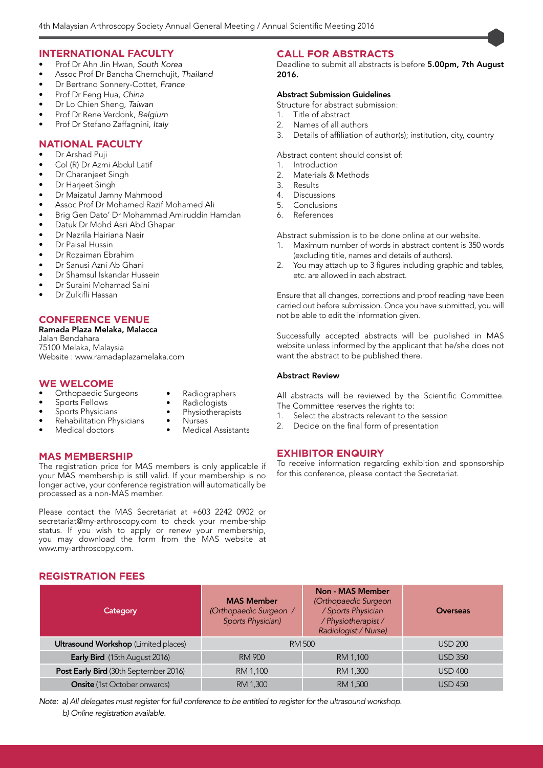## INTERNATIONAL FACULTY

- Prof Dr Ahn Jin Hwan, *South Korea*
- Assoc Prof Dr Bancha Chernchujit, *Thailand*
- Dr Bertrand Sonnery-Cottet, *France*
- Prof Dr Feng Hua, *China*
- Dr Lo Chien Sheng, *Taiwan*
- Prof Dr Rene Verdonk, *Belgium*
- Prof Dr Stefano Zaffagnini, *Italy*

## NATIONAL FACULTY

- Dr Arshad Puji
- Col (R) Dr Azmi Abdul Latif
- Dr Charanjeet Singh
- Dr Harjeet Singh
- Dr Maizatul Jamny Mahmood
- Assoc Prof Dr Mohamed Razif Mohamed Ali
- Brig Gen Dato' Dr Mohammad Amiruddin Hamdan
- Datuk Dr Mohd Asri Abd Ghapar
- Dr Nazrila Hairiana Nasir
- Dr Paisal Hussin
- Dr Rozaiman Ebrahim
- Dr Sanusi Azni Ab Ghani
- Dr Shamsul Iskandar Hussein
- Dr Suraini Mohamad Saini
- Dr Zulkifli Hassan

## CONFERENCE VENUE

**Ramada Plaza Melaka, Malacca**
Jalan Bendahara
75100 Melaka, Malaysia
Website : www.ramadaplazamelaka.com

## WE WELCOME

- Orthopaedic Surgeons
- Sports Fellows
- Sports Physicians
- Rehabilitation Physicians
- Medical doctors
- Radiographers
- Radiologists
- Physiotherapists
- Nurses
- Medical Assistants

## MAS MEMBERSHIP

The registration price for MAS members is only applicable if your MAS membership is still valid. If your membership is no longer active, your conference registration will automatically be processed as a non-MAS member.

Please contact the MAS Secretariat at +603 2242 0902 or secretariat@my-arthroscopy.com to check your membership status. If you wish to apply or renew your membership, you may download the form from the MAS website at www.my-arthroscopy.com.

## CALL FOR ABSTRACTS

Deadline to submit all abstracts is before **5.00pm, 7th August 2016.**

**Abstract Submission Guidelines**

Structure for abstract submission:

1. Title of abstract
2. Names of all authors
3. Details of affiliation of author(s); institution, city, country

Abstract content should consist of:

1. Introduction
2. Materials & Methods
3. Results
4. Discussions
5. Conclusions
6. References

Abstract submission is to be done online at our website.

1. Maximum number of words in abstract content is 350 words (excluding title, names and details of authors).
2. You may attach up to 3 figures including graphic and tables, etc. are allowed in each abstract.

Ensure that all changes, corrections and proof reading have been carried out before submission. Once you have submitted, you will not be able to edit the information given.

Successfully accepted abstracts will be published in MAS website unless informed by the applicant that he/she does not want the abstract to be published there.

**Abstract Review**

All abstracts will be reviewed by the Scientific Committee. The Committee reserves the rights to:

1. Select the abstracts relevant to the session
2. Decide on the final form of presentation

## EXHIBITOR ENQUIRY

To receive information regarding exhibition and sponsorship for this conference, please contact the Secretariat.

## REGISTRATION FEES

| Category | MAS Member *(Orthopaedic Surgeon / Sports Physician)* | Non - MAS Member *(Orthopaedic Surgeon / Sports Physician / Physiotherapist / Radiologist / Nurse)* | Overseas |
|---|---|---|---|
| **Ultrasound Workshop** (Limited places) | RM 500 | | USD 200 |
| **Early Bird** (15th August 2016) | RM 900 | RM 1,100 | USD 350 |
| **Post Early Bird** (30th September 2016) | RM 1,100 | RM 1,300 | USD 400 |
| **Onsite** (1st October onwards) | RM 1,300 | RM 1,500 | USD 450 |

*Note: a) All delegates must register for full conference to be entitled to register for the ultrasound workshop.*
*b) Online registration available.*